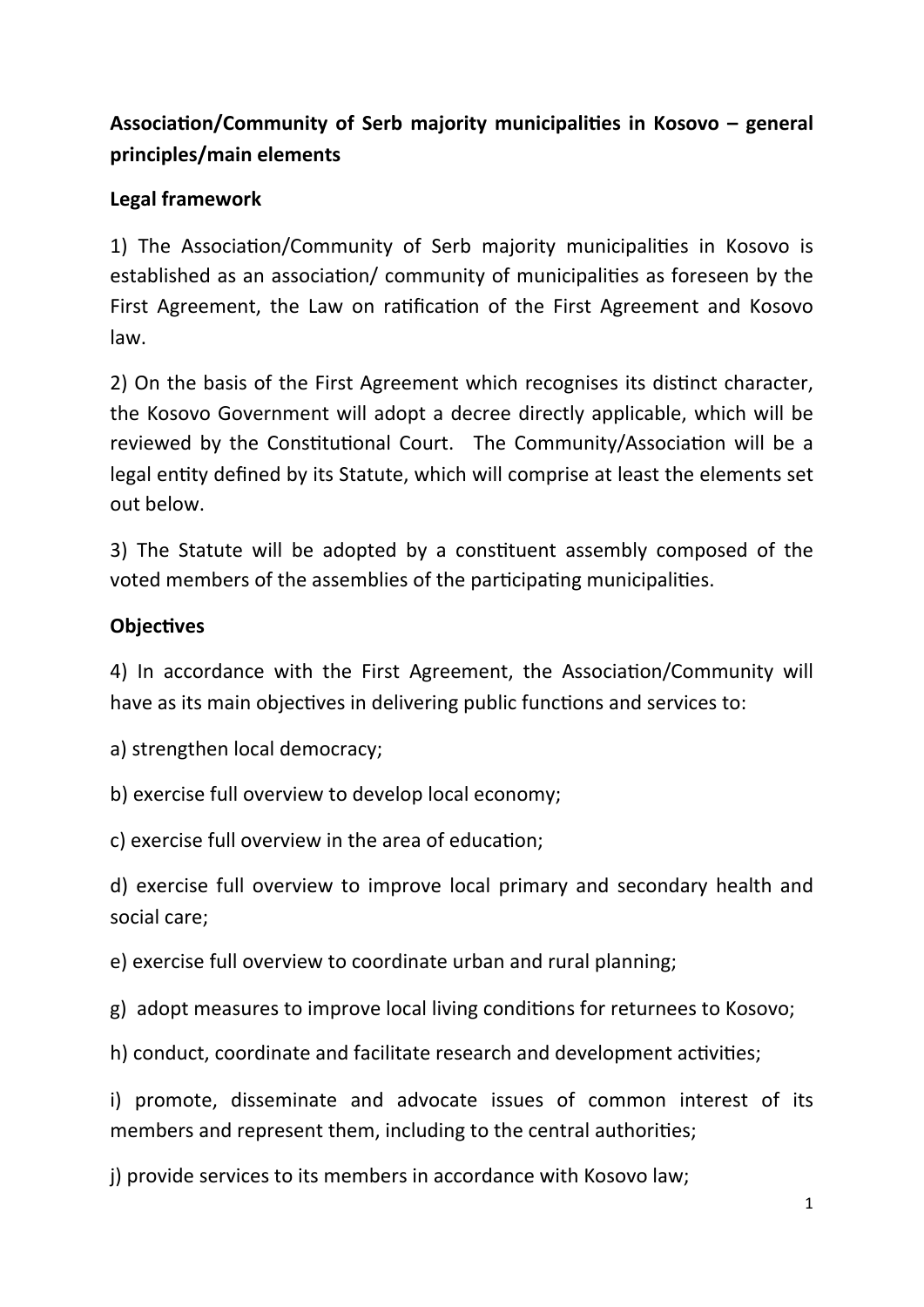**Association/Community of Serb majority municipalities in Kosovo – general principles/main elements**

**Legal framework**

1) The Association/Community of Serb majority municipalities in Kosovo is established as an association/ community of municipalities as foreseen by the First Agreement, the Law on ratification of the First Agreement and Kosovo law.

2) On the basis of the First Agreement which recognises its distinct character, the Kosovo Government will adopt a decree directly applicable, which will be reviewed by the Constitutional Court. The Community/Association will be a legal entity defined by its Statute, which will comprise at least the elements set out below.

3) The Statute will be adopted by a constituent assembly composed of the voted members of the assemblies of the participating municipalities.

**Objectives**

4) In accordance with the First Agreement, the Association/Community will have as its main objectives in delivering public functions and services to:

a) strengthen local democracy;

b) exercise full overview to develop local economy;

c) exercise full overview in the area of education;

d) exercise full overview to improve local primary and secondary health and social care;

e) exercise full overview to coordinate urban and rural planning;

g) adopt measures to improve local living conditions for returnees to Kosovo;

h) conduct, coordinate and facilitate research and development activities;

i) promote, disseminate and advocate issues of common interest of its members and represent them, including to the central authorities;

j) provide services to its members in accordance with Kosovo law;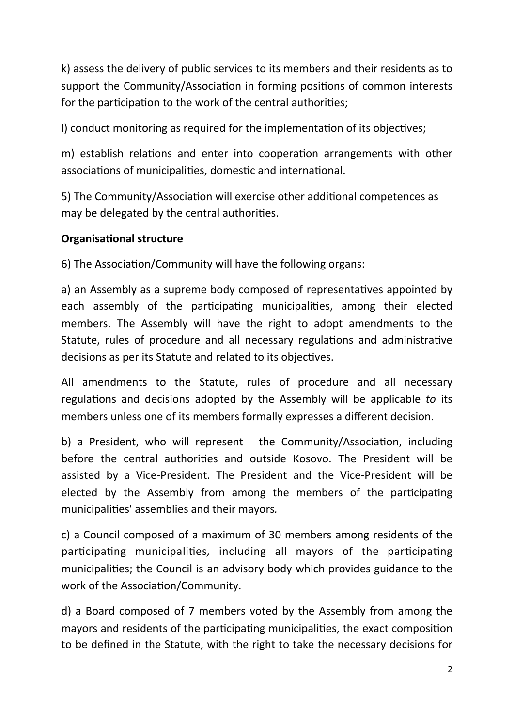k) assess the delivery of public services to its members and their residents as to support the Community/Association in forming positions of common interests for the participation to the work of the central authorities;

l) conduct monitoring as required for the implementation of its objectives;

m) establish relations and enter into cooperation arrangements with other associations of municipalities, domestic and international.

5) The Community/Association will exercise other additional competences as may be delegated by the central authorities.

**Organisational structure**

6) The Association/Community will have the following organs:

a) an Assembly as a supreme body composed of representatives appointed by each assembly of the participating municipalities, among their elected members. The Assembly will have the right to adopt amendments to the Statute, rules of procedure and all necessary regulations and administrative decisions as per its Statute and related to its objectives.

All amendments to the Statute, rules of procedure and all necessary regulations and decisions adopted by the Assembly will be applicable *to* its members unless one of its members formally expresses a different decision.

b) a President, who will represent the Community/Association, including before the central authorities and outside Kosovo. The President will be assisted by a Vice-President. The President and the Vice-President will be elected by the Assembly from among the members of the participating municipalities' assemblies and their mayors*.*

c) a Council composed of a maximum of 30 members among residents of the participating municipalities*,* including all mayors of the participating municipalities; the Council is an advisory body which provides guidance to the work of the Association/Community.

d) a Board composed of 7 members voted by the Assembly from among the mayors and residents of the participating municipalities, the exact composition to be defined in the Statute, with the right to take the necessary decisions for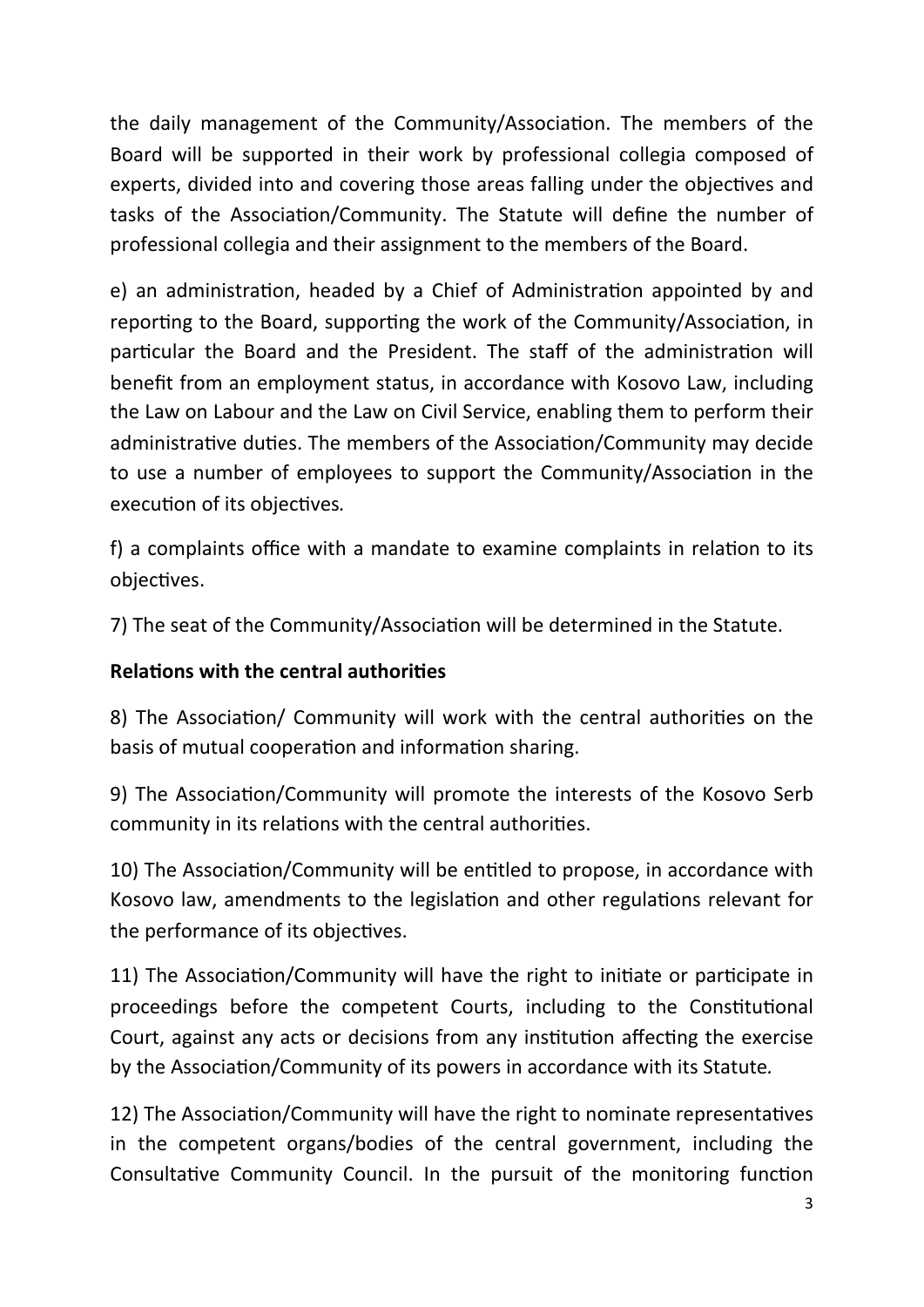the daily management of the Community/Association. The members of the Board will be supported in their work by professional collegia composed of experts, divided into and covering those areas falling under the objectives and tasks of the Association/Community. The Statute will define the number of professional collegia and their assignment to the members of the Board.

e) an administration, headed by a Chief of Administration appointed by and reporting to the Board, supporting the work of the Community/Association, in particular the Board and the President. The staff of the administration will benefit from an employment status, in accordance with Kosovo Law, including the Law on Labour and the Law on Civil Service, enabling them to perform their administrative duties. The members of the Association/Community may decide to use a number of employees to support the Community/Association in the execution of its objectives*.*

f) a complaints office with a mandate to examine complaints in relation to its objectives.

7) The seat of the Community/Association will be determined in the Statute.

**Relations with the central authorities**

8) The Association/ Community will work with the central authorities on the basis of mutual cooperation and information sharing.

9) The Association/Community will promote the interests of the Kosovo Serb community in its relations with the central authorities.

10) The Association/Community will be entitled to propose, in accordance with Kosovo law, amendments to the legislation and other regulations relevant for the performance of its objectives.

11) The Association/Community will have the right to initiate or participate in proceedings before the competent Courts, including to the Constitutional Court, against any acts or decisions from any institution affecting the exercise by the Association/Community of its powers in accordance with its Statute*.*

12) The Association/Community will have the right to nominate representatives in the competent organs/bodies of the central government, including the Consultative Community Council. In the pursuit of the monitoring function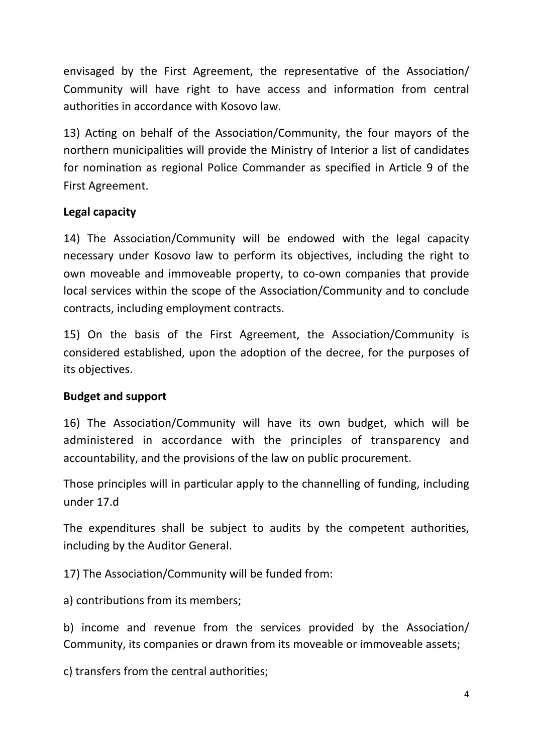envisaged by the First Agreement, the representative of the Association/ Community will have right to have access and information from central authorities in accordance with Kosovo law.

13) Acting on behalf of the Association/Community, the four mayors of the northern municipalities will provide the Ministry of Interior a list of candidates for nomination as regional Police Commander as specified in Article 9 of the First Agreement.

**Legal capacity**

14) The Association/Community will be endowed with the legal capacity necessary under Kosovo law to perform its objectives, including the right to own moveable and immoveable property, to co-own companies that provide local services within the scope of the Association/Community and to conclude contracts, including employment contracts.

15) On the basis of the First Agreement, the Association/Community is considered established, upon the adoption of the decree, for the purposes of its objectives.

**Budget and support**

16) The Association/Community will have its own budget, which will be administered in accordance with the principles of transparency and accountability, and the provisions of the law on public procurement.

Those principles will in particular apply to the channelling of funding, including under 17.d

The expenditures shall be subject to audits by the competent authorities, including by the Auditor General.

17) The Association/Community will be funded from:

a) contributions from its members;

b) income and revenue from the services provided by the Association/ Community, its companies or drawn from its moveable or immoveable assets;

c) transfers from the central authorities;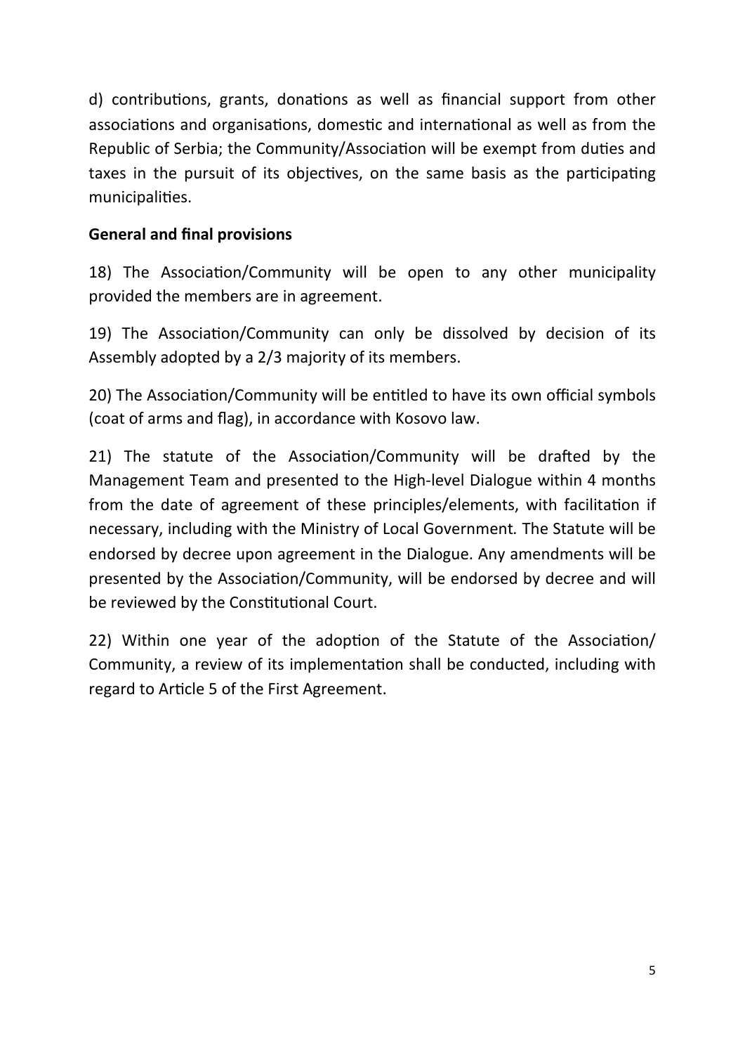d) contributions, grants, donations as well as financial support from other associations and organisations, domestic and international as well as from the Republic of Serbia; the Community/Association will be exempt from duties and taxes in the pursuit of its objectives, on the same basis as the participating municipalities.

**General and final provisions**

18) The Association/Community will be open to any other municipality provided the members are in agreement.

19) The Association/Community can only be dissolved by decision of its Assembly adopted by a 2/3 majority of its members.

20) The Association/Community will be entitled to have its own official symbols (coat of arms and flag), in accordance with Kosovo law.

21) The statute of the Association/Community will be drafted by the Management Team and presented to the High-level Dialogue within 4 months from the date of agreement of these principles/elements, with facilitation if necessary, including with the Ministry of Local Government. The Statute will be endorsed by decree upon agreement in the Dialogue. Any amendments will be presented by the Association/Community, will be endorsed by decree and will be reviewed by the Constitutional Court.

22) Within one year of the adoption of the Statute of the Association/ Community, a review of its implementation shall be conducted, including with regard to Article 5 of the First Agreement.